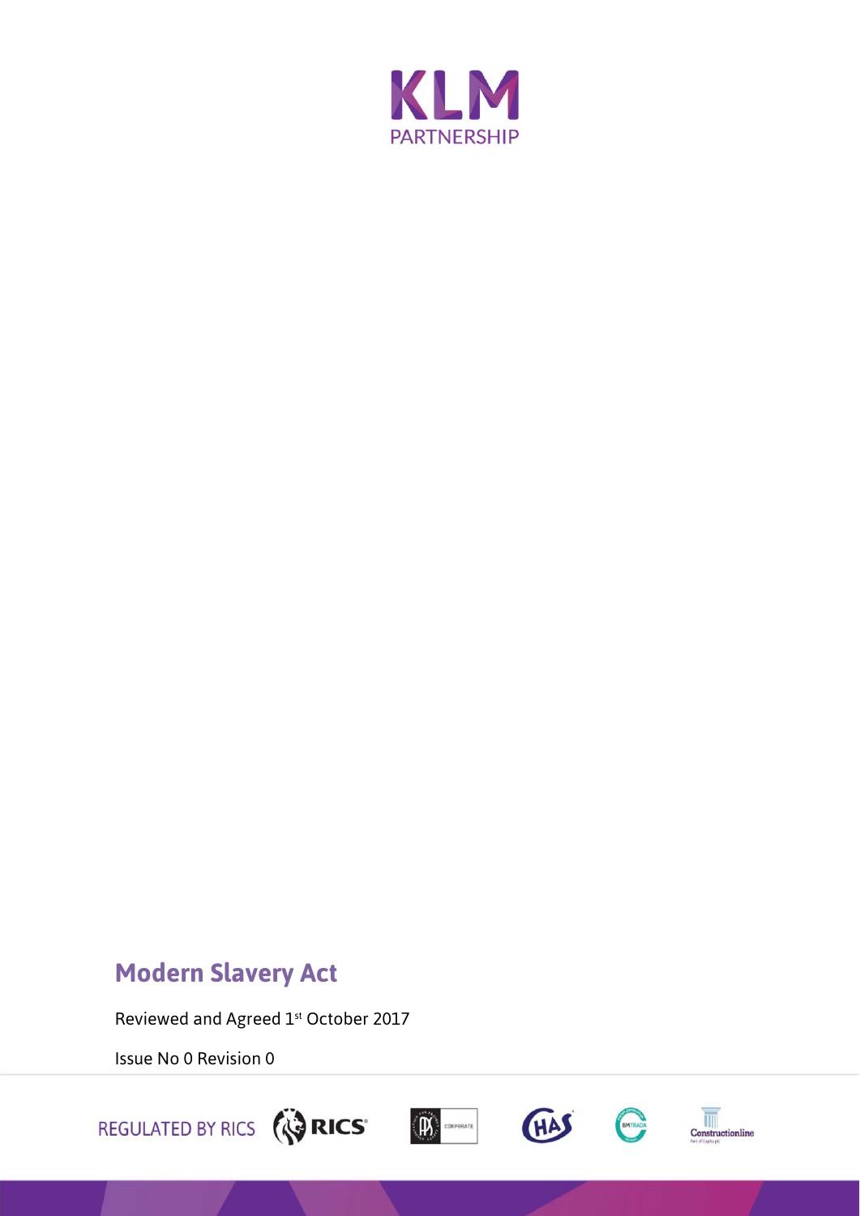KLM

PARTNERSHIP

# Modern Slavery Act

Reviewed and Agreed 1st October 2017

Issue No 0 Revision 0

REGULATED BY RICS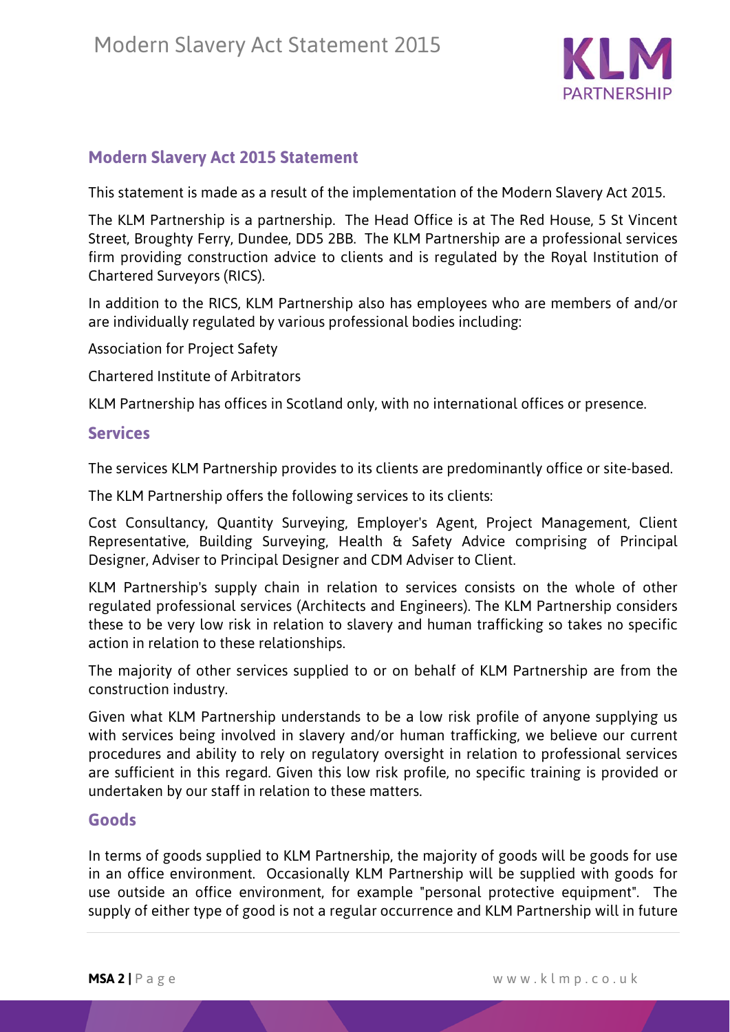## Modern Slavery Act 2015 Statement

This statement is made as a result of the implementation of the Modern Slavery Act 2015.

The KLM Partnership is a partnership. The Head Office is at The Red House, 5 St Vincent Street, Broughty Ferry, Dundee, DD5 2BB. The KLM Partnership are a professional services firm providing construction advice to clients and is regulated by the Royal Institution of Chartered Surveyors (RICS).

In addition to the RICS, KLM Partnership also has employees who are members of and/or are individually regulated by various professional bodies including:

Association for Project Safety

Chartered Institute of Arbitrators

KLM Partnership has offices in Scotland only, with no international offices or presence.

## Services

The services KLM Partnership provides to its clients are predominantly office or site-based.

The KLM Partnership offers the following services to its clients:

Cost Consultancy, Quantity Surveying, Employer's Agent, Project Management, Client Representative, Building Surveying, Health & Safety Advice comprising of Principal Designer, Adviser to Principal Designer and CDM Adviser to Client.

KLM Partnership's supply chain in relation to services consists on the whole of other regulated professional services (Architects and Engineers). The KLM Partnership considers these to be very low risk in relation to slavery and human trafficking so takes no specific action in relation to these relationships.

The majority of other services supplied to or on behalf of KLM Partnership are from the construction industry.

Given what KLM Partnership understands to be a low risk profile of anyone supplying us with services being involved in slavery and/or human trafficking, we believe our current procedures and ability to rely on regulatory oversight in relation to professional services are sufficient in this regard. Given this low risk profile, no specific training is provided or undertaken by our staff in relation to these matters.

## Goods

In terms of goods supplied to KLM Partnership, the majority of goods will be goods for use in an office environment. Occasionally KLM Partnership will be supplied with goods for use outside an office environment, for example "personal protective equipment". The supply of either type of good is not a regular occurrence and KLM Partnership will in future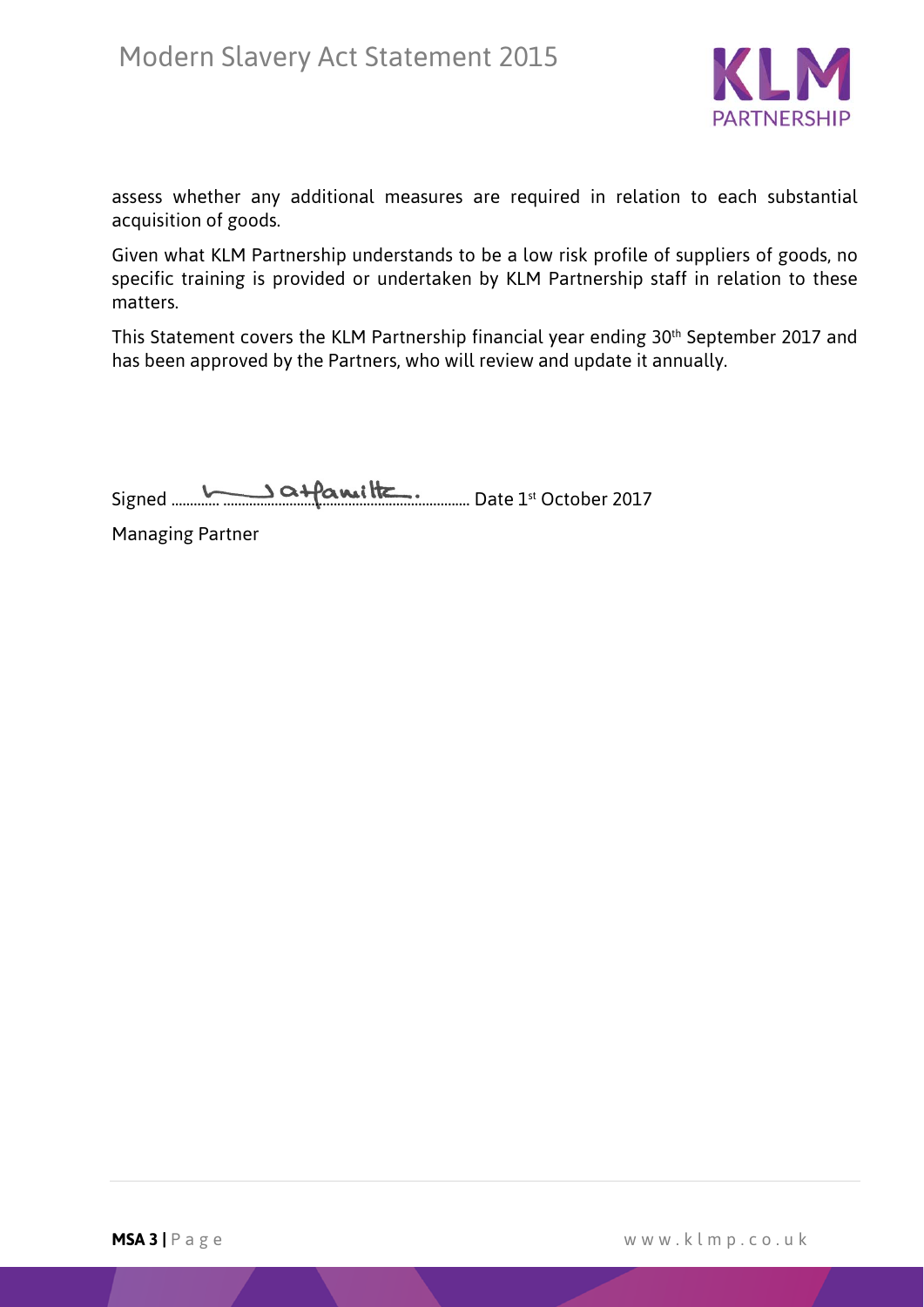assess whether any additional measures are required in relation to each substantial acquisition of goods.

Given what KLM Partnership understands to be a low risk profile of suppliers of goods, no specific training is provided or undertaken by KLM Partnership staff in relation to these matters.

This Statement covers the KLM Partnership financial year ending 30th September 2017 and has been approved by the Partners, who will review and update it annually.

Signed ............................................................................ Date 1st October 2017

Managing Partner